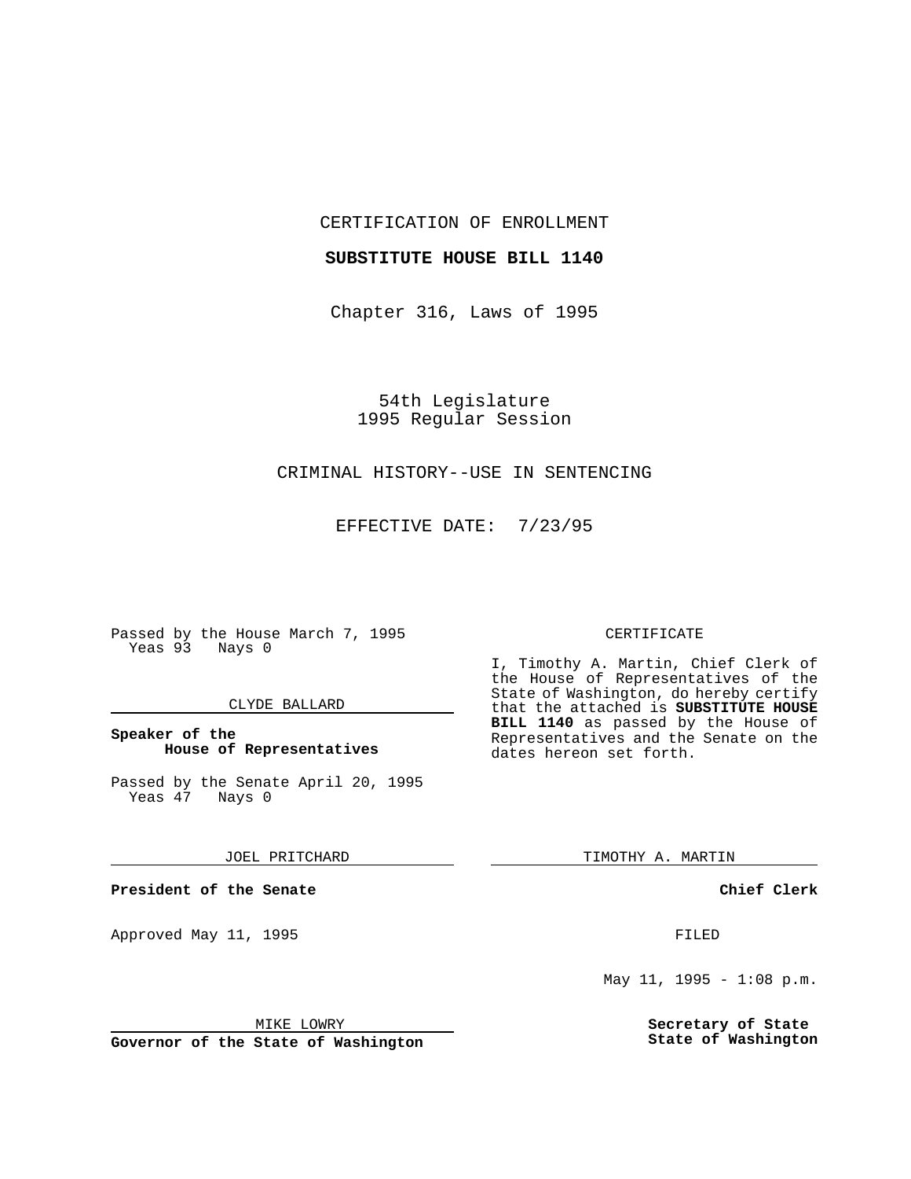CERTIFICATION OF ENROLLMENT

**SUBSTITUTE HOUSE BILL 1140**

Chapter 316, Laws of 1995

54th Legislature
1995 Regular Session

CRIMINAL HISTORY--USE IN SENTENCING

EFFECTIVE DATE: 7/23/95

Passed by the House March 7, 1995
Yeas 93 Nays 0

CLYDE BALLARD

**Speaker of the House of Representatives**

Passed by the Senate April 20, 1995
Yeas 47 Nays 0

JOEL PRITCHARD

**President of the Senate**

Approved May 11, 1995

MIKE LOWRY

**Governor of the State of Washington**

CERTIFICATE

I, Timothy A. Martin, Chief Clerk of the House of Representatives of the State of Washington, do hereby certify that the attached is **SUBSTITUTE HOUSE BILL 1140** as passed by the House of Representatives and the Senate on the dates hereon set forth.

TIMOTHY A. MARTIN

**Chief Clerk**

FILED

May 11, 1995 - 1:08 p.m.

**Secretary of State**
**State of Washington**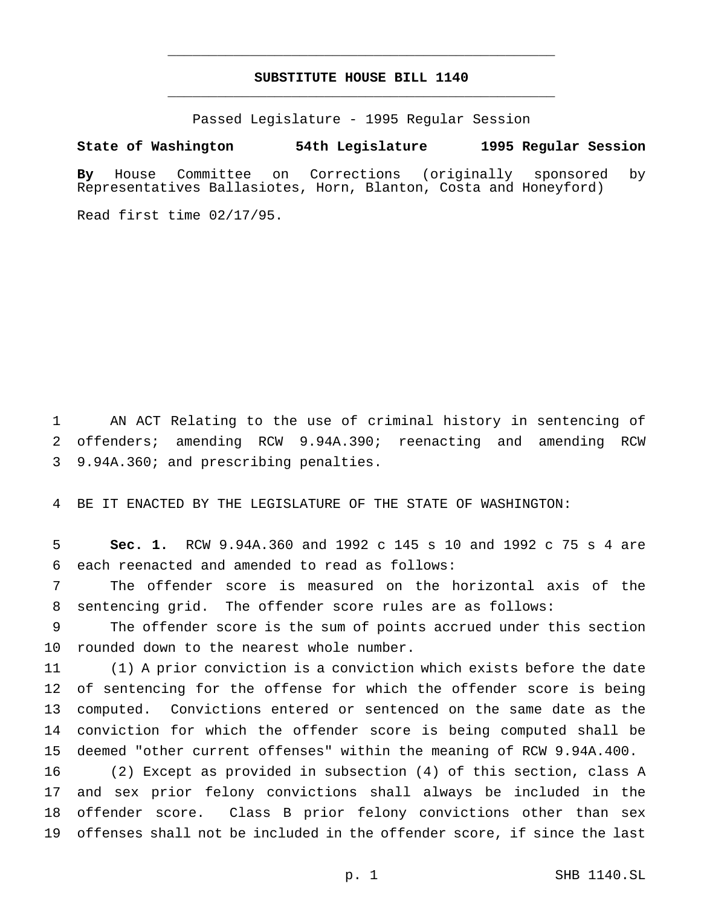# SUBSTITUTE HOUSE BILL 1140

Passed Legislature - 1995 Regular Session

**State of Washington 54th Legislature 1995 Regular Session**

**By** House Committee on Corrections (originally sponsored by Representatives Ballasiotes, Horn, Blanton, Costa and Honeyford)

Read first time 02/17/95.

AN ACT Relating to the use of criminal history in sentencing of offenders; amending RCW 9.94A.390; reenacting and amending RCW 9.94A.360; and prescribing penalties.

BE IT ENACTED BY THE LEGISLATURE OF THE STATE OF WASHINGTON:

**Sec. 1.** RCW 9.94A.360 and 1992 c 145 s 10 and 1992 c 75 s 4 are each reenacted and amended to read as follows:

The offender score is measured on the horizontal axis of the sentencing grid. The offender score rules are as follows:

The offender score is the sum of points accrued under this section rounded down to the nearest whole number.

(1) A prior conviction is a conviction which exists before the date of sentencing for the offense for which the offender score is being computed. Convictions entered or sentenced on the same date as the conviction for which the offender score is being computed shall be deemed "other current offenses" within the meaning of RCW 9.94A.400.

(2) Except as provided in subsection (4) of this section, class A and sex prior felony convictions shall always be included in the offender score. Class B prior felony convictions other than sex offenses shall not be included in the offender score, if since the last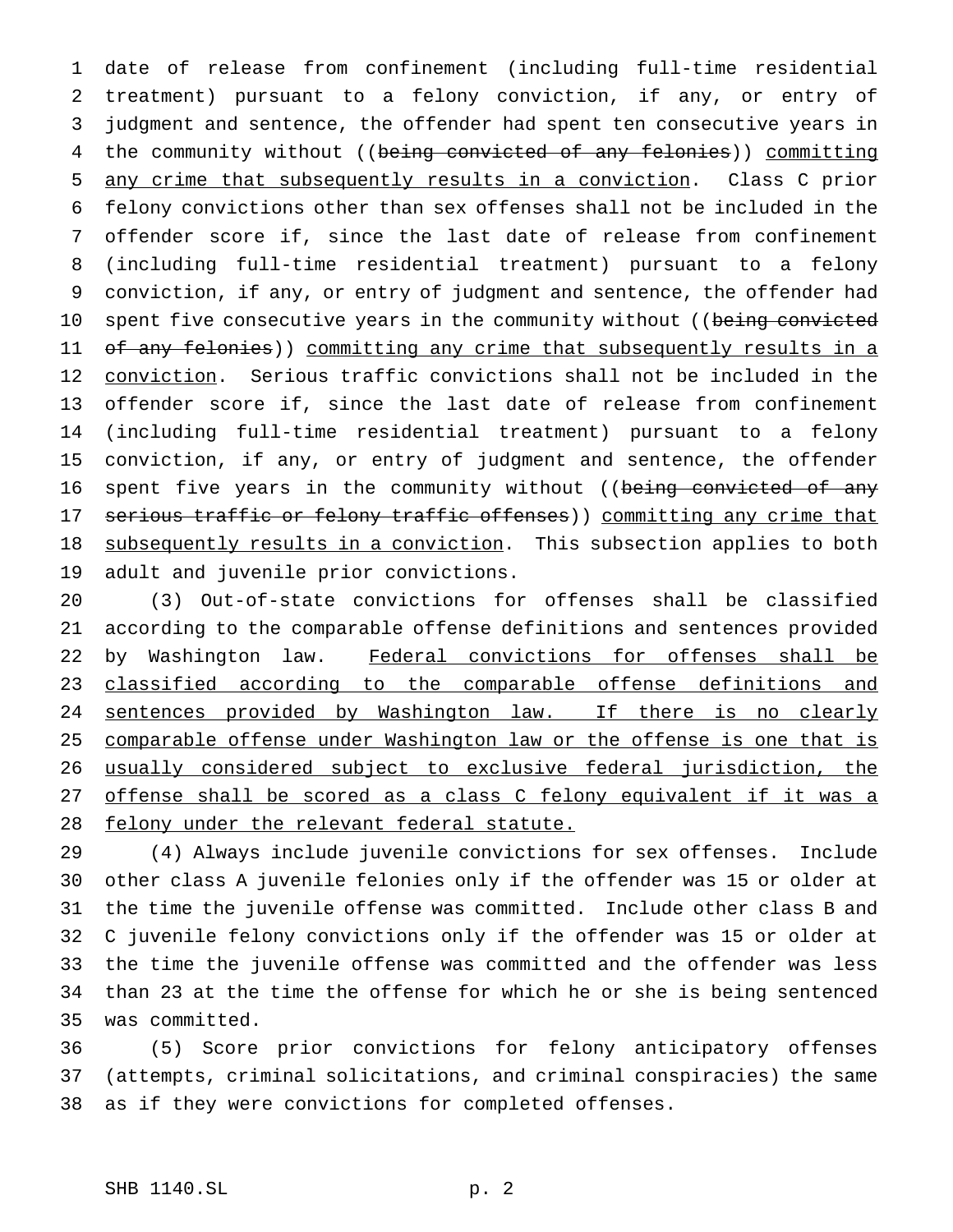date of release from confinement (including full-time residential treatment) pursuant to a felony conviction, if any, or entry of judgment and sentence, the offender had spent ten consecutive years in the community without ((~~being convicted of any felonies~~)) <u>committing any crime that subsequently results in a conviction</u>. Class C prior felony convictions other than sex offenses shall not be included in the offender score if, since the last date of release from confinement (including full-time residential treatment) pursuant to a felony conviction, if any, or entry of judgment and sentence, the offender had spent five consecutive years in the community without ((~~being convicted of any felonies~~)) <u>committing any crime that subsequently results in a conviction</u>. Serious traffic convictions shall not be included in the offender score if, since the last date of release from confinement (including full-time residential treatment) pursuant to a felony conviction, if any, or entry of judgment and sentence, the offender spent five years in the community without ((~~being convicted of any serious traffic or felony traffic offenses~~)) <u>committing any crime that subsequently results in a conviction</u>. This subsection applies to both adult and juvenile prior convictions.

(3) Out-of-state convictions for offenses shall be classified according to the comparable offense definitions and sentences provided by Washington law. <u>Federal convictions for offenses shall be classified according to the comparable offense definitions and sentences provided by Washington law. If there is no clearly comparable offense under Washington law or the offense is one that is usually considered subject to exclusive federal jurisdiction, the offense shall be scored as a class C felony equivalent if it was a felony under the relevant federal statute.</u>

(4) Always include juvenile convictions for sex offenses. Include other class A juvenile felonies only if the offender was 15 or older at the time the juvenile offense was committed. Include other class B and C juvenile felony convictions only if the offender was 15 or older at the time the juvenile offense was committed and the offender was less than 23 at the time the offense for which he or she is being sentenced was committed.

(5) Score prior convictions for felony anticipatory offenses (attempts, criminal solicitations, and criminal conspiracies) the same as if they were convictions for completed offenses.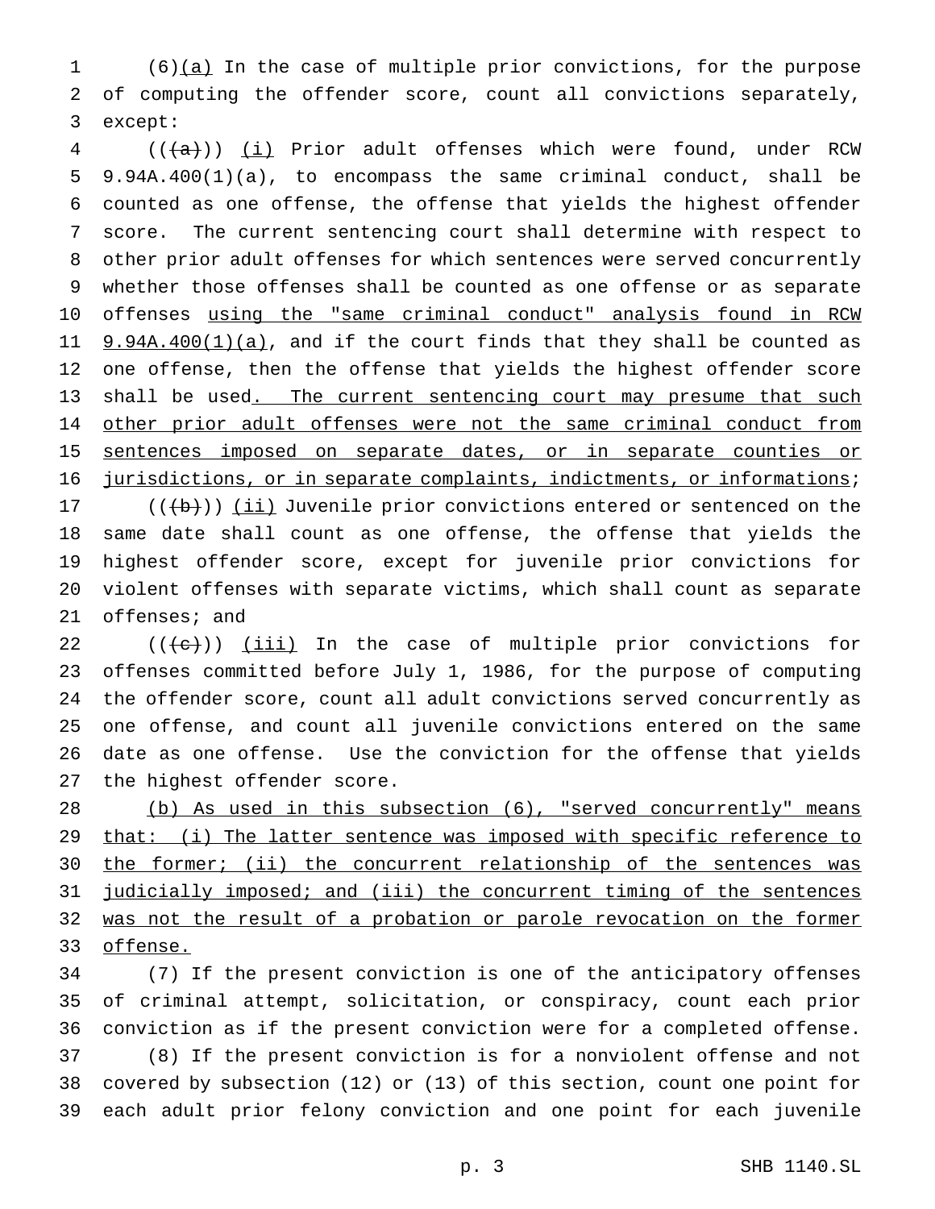(6)(a) In the case of multiple prior convictions, for the purpose of computing the offender score, count all convictions separately, except:

(((a))) (i) Prior adult offenses which were found, under RCW 9.94A.400(1)(a), to encompass the same criminal conduct, shall be counted as one offense, the offense that yields the highest offender score. The current sentencing court shall determine with respect to other prior adult offenses for which sentences were served concurrently whether those offenses shall be counted as one offense or as separate offenses using the "same criminal conduct" analysis found in RCW 9.94A.400(1)(a), and if the court finds that they shall be counted as one offense, then the offense that yields the highest offender score shall be used. The current sentencing court may presume that such other prior adult offenses were not the same criminal conduct from sentences imposed on separate dates, or in separate counties or jurisdictions, or in separate complaints, indictments, or informations;

(((b))) (ii) Juvenile prior convictions entered or sentenced on the same date shall count as one offense, the offense that yields the highest offender score, except for juvenile prior convictions for violent offenses with separate victims, which shall count as separate offenses; and

(((c))) (iii) In the case of multiple prior convictions for offenses committed before July 1, 1986, for the purpose of computing the offender score, count all adult convictions served concurrently as one offense, and count all juvenile convictions entered on the same date as one offense. Use the conviction for the offense that yields the highest offender score.

(b) As used in this subsection (6), "served concurrently" means that: (i) The latter sentence was imposed with specific reference to the former; (ii) the concurrent relationship of the sentences was judicially imposed; and (iii) the concurrent timing of the sentences was not the result of a probation or parole revocation on the former offense.

(7) If the present conviction is one of the anticipatory offenses of criminal attempt, solicitation, or conspiracy, count each prior conviction as if the present conviction were for a completed offense.

(8) If the present conviction is for a nonviolent offense and not covered by subsection (12) or (13) of this section, count one point for each adult prior felony conviction and one point for each juvenile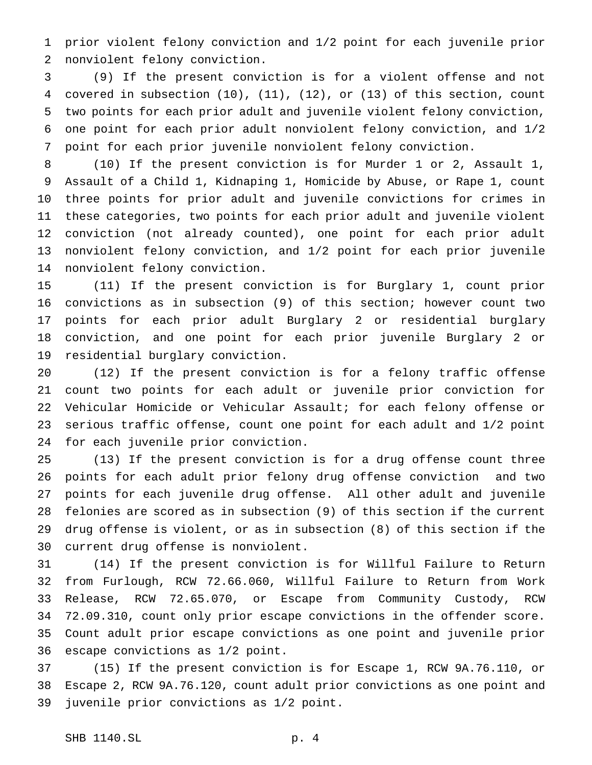prior violent felony conviction and 1/2 point for each juvenile prior nonviolent felony conviction.

(9) If the present conviction is for a violent offense and not covered in subsection (10), (11), (12), or (13) of this section, count two points for each prior adult and juvenile violent felony conviction, one point for each prior adult nonviolent felony conviction, and 1/2 point for each prior juvenile nonviolent felony conviction.

(10) If the present conviction is for Murder 1 or 2, Assault 1, Assault of a Child 1, Kidnaping 1, Homicide by Abuse, or Rape 1, count three points for prior adult and juvenile convictions for crimes in these categories, two points for each prior adult and juvenile violent conviction (not already counted), one point for each prior adult nonviolent felony conviction, and 1/2 point for each prior juvenile nonviolent felony conviction.

(11) If the present conviction is for Burglary 1, count prior convictions as in subsection (9) of this section; however count two points for each prior adult Burglary 2 or residential burglary conviction, and one point for each prior juvenile Burglary 2 or residential burglary conviction.

(12) If the present conviction is for a felony traffic offense count two points for each adult or juvenile prior conviction for Vehicular Homicide or Vehicular Assault; for each felony offense or serious traffic offense, count one point for each adult and 1/2 point for each juvenile prior conviction.

(13) If the present conviction is for a drug offense count three points for each adult prior felony drug offense conviction and two points for each juvenile drug offense. All other adult and juvenile felonies are scored as in subsection (9) of this section if the current drug offense is violent, or as in subsection (8) of this section if the current drug offense is nonviolent.

(14) If the present conviction is for Willful Failure to Return from Furlough, RCW 72.66.060, Willful Failure to Return from Work Release, RCW 72.65.070, or Escape from Community Custody, RCW 72.09.310, count only prior escape convictions in the offender score. Count adult prior escape convictions as one point and juvenile prior escape convictions as 1/2 point.

(15) If the present conviction is for Escape 1, RCW 9A.76.110, or Escape 2, RCW 9A.76.120, count adult prior convictions as one point and juvenile prior convictions as 1/2 point.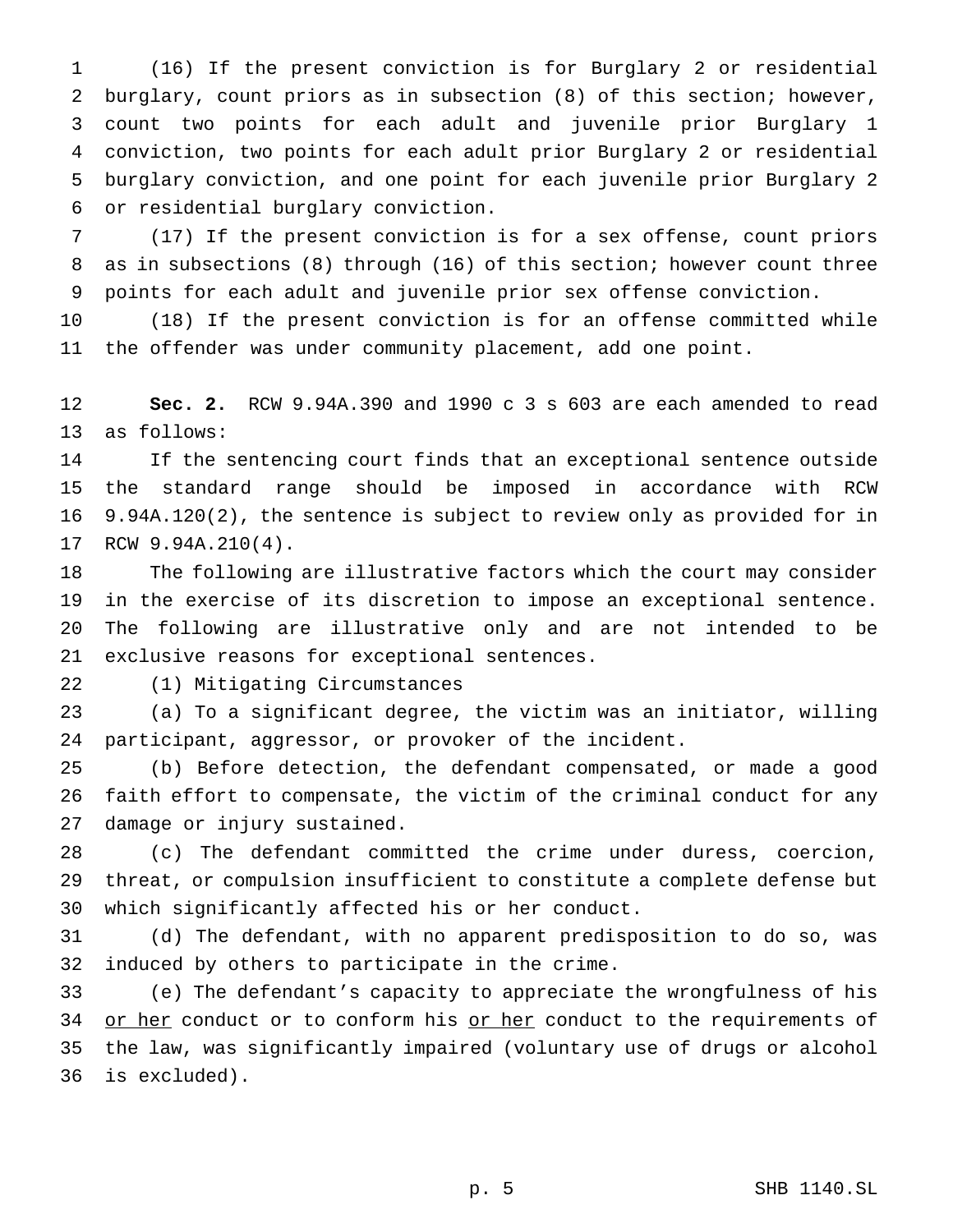(16) If the present conviction is for Burglary 2 or residential burglary, count priors as in subsection (8) of this section; however, count two points for each adult and juvenile prior Burglary 1 conviction, two points for each adult prior Burglary 2 or residential burglary conviction, and one point for each juvenile prior Burglary 2 or residential burglary conviction.

(17) If the present conviction is for a sex offense, count priors as in subsections (8) through (16) of this section; however count three points for each adult and juvenile prior sex offense conviction.

(18) If the present conviction is for an offense committed while the offender was under community placement, add one point.

**Sec. 2.** RCW 9.94A.390 and 1990 c 3 s 603 are each amended to read as follows:

If the sentencing court finds that an exceptional sentence outside the standard range should be imposed in accordance with RCW 9.94A.120(2), the sentence is subject to review only as provided for in RCW 9.94A.210(4).

The following are illustrative factors which the court may consider in the exercise of its discretion to impose an exceptional sentence. The following are illustrative only and are not intended to be exclusive reasons for exceptional sentences.

(1) Mitigating Circumstances

(a) To a significant degree, the victim was an initiator, willing participant, aggressor, or provoker of the incident.

(b) Before detection, the defendant compensated, or made a good faith effort to compensate, the victim of the criminal conduct for any damage or injury sustained.

(c) The defendant committed the crime under duress, coercion, threat, or compulsion insufficient to constitute a complete defense but which significantly affected his or her conduct.

(d) The defendant, with no apparent predisposition to do so, was induced by others to participate in the crime.

(e) The defendant's capacity to appreciate the wrongfulness of his or her conduct or to conform his or her conduct to the requirements of the law, was significantly impaired (voluntary use of drugs or alcohol is excluded).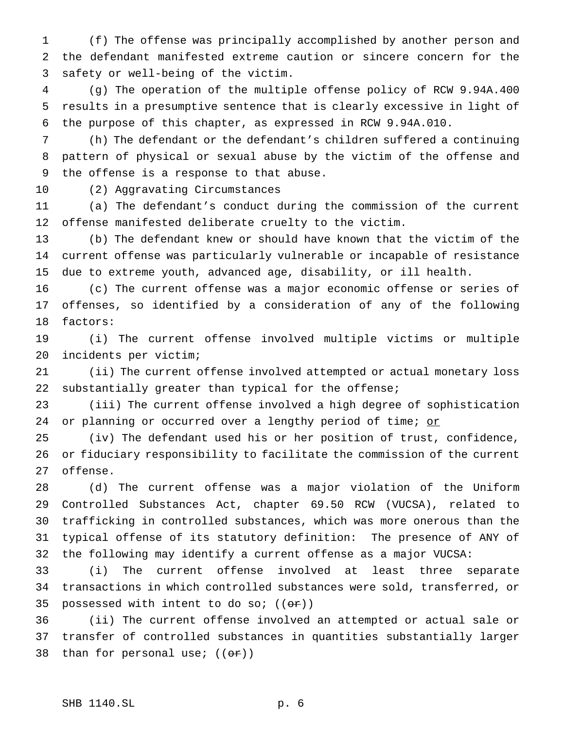(f) The offense was principally accomplished by another person and the defendant manifested extreme caution or sincere concern for the safety or well-being of the victim.

(g) The operation of the multiple offense policy of RCW 9.94A.400 results in a presumptive sentence that is clearly excessive in light of the purpose of this chapter, as expressed in RCW 9.94A.010.

(h) The defendant or the defendant's children suffered a continuing pattern of physical or sexual abuse by the victim of the offense and the offense is a response to that abuse.

(2) Aggravating Circumstances

(a) The defendant's conduct during the commission of the current offense manifested deliberate cruelty to the victim.

(b) The defendant knew or should have known that the victim of the current offense was particularly vulnerable or incapable of resistance due to extreme youth, advanced age, disability, or ill health.

(c) The current offense was a major economic offense or series of offenses, so identified by a consideration of any of the following factors:

(i) The current offense involved multiple victims or multiple incidents per victim;

(ii) The current offense involved attempted or actual monetary loss substantially greater than typical for the offense;

(iii) The current offense involved a high degree of sophistication or planning or occurred over a lengthy period of time; <u>or</u>

(iv) The defendant used his or her position of trust, confidence, or fiduciary responsibility to facilitate the commission of the current offense.

(d) The current offense was a major violation of the Uniform Controlled Substances Act, chapter 69.50 RCW (VUCSA), related to trafficking in controlled substances, which was more onerous than the typical offense of its statutory definition: The presence of ANY of the following may identify a current offense as a major VUCSA:

(i) The current offense involved at least three separate transactions in which controlled substances were sold, transferred, or possessed with intent to do so; ((~~or~~))

(ii) The current offense involved an attempted or actual sale or transfer of controlled substances in quantities substantially larger than for personal use; ((~~or~~))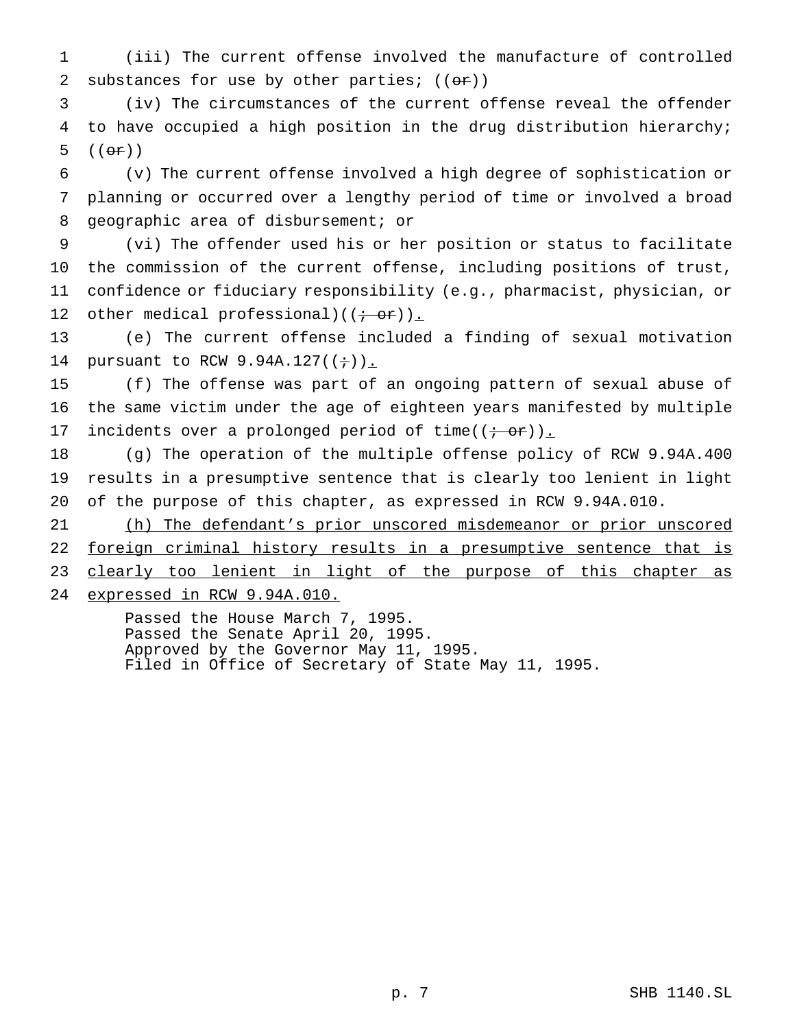(iii) The current offense involved the manufacture of controlled substances for use by other parties; ((~~or~~))

(iv) The circumstances of the current offense reveal the offender to have occupied a high position in the drug distribution hierarchy; ((~~or~~))

(v) The current offense involved a high degree of sophistication or planning or occurred over a lengthy period of time or involved a broad geographic area of disbursement; or

(vi) The offender used his or her position or status to facilitate the commission of the current offense, including positions of trust, confidence or fiduciary responsibility (e.g., pharmacist, physician, or other medical professional)((~~; or~~)).

(e) The current offense included a finding of sexual motivation pursuant to RCW 9.94A.127((~~;~~)).

(f) The offense was part of an ongoing pattern of sexual abuse of the same victim under the age of eighteen years manifested by multiple incidents over a prolonged period of time((~~; or~~)).

(g) The operation of the multiple offense policy of RCW 9.94A.400 results in a presumptive sentence that is clearly too lenient in light of the purpose of this chapter, as expressed in RCW 9.94A.010.

(h) The defendant's prior unscored misdemeanor or prior unscored foreign criminal history results in a presumptive sentence that is clearly too lenient in light of the purpose of this chapter as expressed in RCW 9.94A.010.

Passed the House March 7, 1995.
Passed the Senate April 20, 1995.
Approved by the Governor May 11, 1995.
Filed in Office of Secretary of State May 11, 1995.